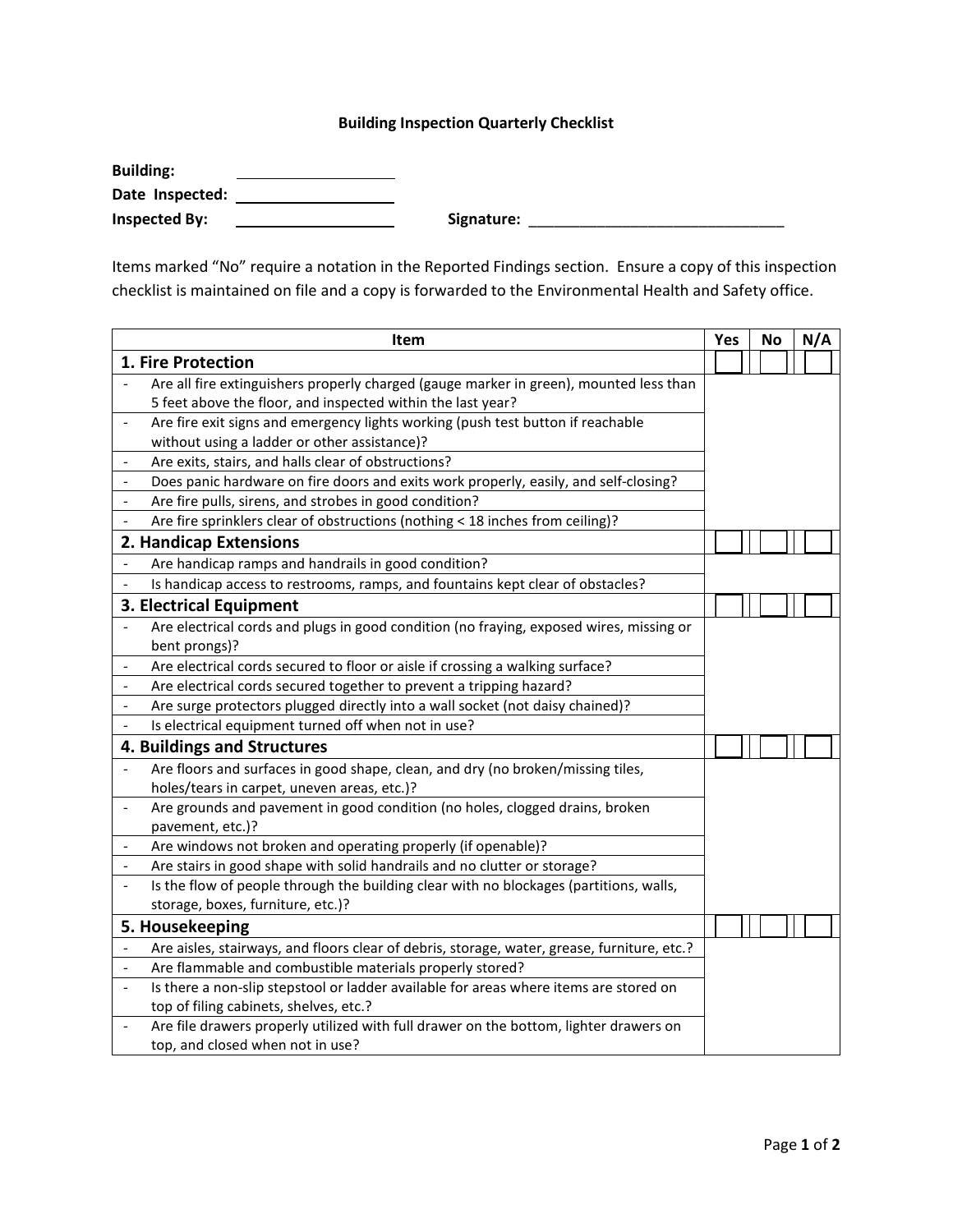# Building Inspection Quarterly Checklist

**Building:** ____________________

**Date Inspected:** ____________________

**Inspected By:** ____________________ **Signature:** _______________________________

Items marked "No" require a notation in the Reported Findings section. Ensure a copy of this inspection checklist is maintained on file and a copy is forwarded to the Environmental Health and Safety office.

| Item | Yes | No | N/A |
|---|---|---|---|
| **1. Fire Protection** | ☐ | ☐ | ☐ |
| - Are all fire extinguishers properly charged (gauge marker in green), mounted less than 5 feet above the floor, and inspected within the last year? | | | |
| - Are fire exit signs and emergency lights working (push test button if reachable without using a ladder or other assistance)? | | | |
| - Are exits, stairs, and halls clear of obstructions? | | | |
| - Does panic hardware on fire doors and exits work properly, easily, and self-closing? | | | |
| - Are fire pulls, sirens, and strobes in good condition? | | | |
| - Are fire sprinklers clear of obstructions (nothing < 18 inches from ceiling)? | | | |
| **2. Handicap Extensions** | ☐ | ☐ | ☐ |
| - Are handicap ramps and handrails in good condition? | | | |
| - Is handicap access to restrooms, ramps, and fountains kept clear of obstacles? | | | |
| **3. Electrical Equipment** | ☐ | ☐ | ☐ |
| - Are electrical cords and plugs in good condition (no fraying, exposed wires, missing or bent prongs)? | | | |
| - Are electrical cords secured to floor or aisle if crossing a walking surface? | | | |
| - Are electrical cords secured together to prevent a tripping hazard? | | | |
| - Are surge protectors plugged directly into a wall socket (not daisy chained)? | | | |
| - Is electrical equipment turned off when not in use? | | | |
| **4. Buildings and Structures** | ☐ | ☐ | ☐ |
| - Are floors and surfaces in good shape, clean, and dry (no broken/missing tiles, holes/tears in carpet, uneven areas, etc.)? | | | |
| - Are grounds and pavement in good condition (no holes, clogged drains, broken pavement, etc.)? | | | |
| - Are windows not broken and operating properly (if openable)? | | | |
| - Are stairs in good shape with solid handrails and no clutter or storage? | | | |
| - Is the flow of people through the building clear with no blockages (partitions, walls, storage, boxes, furniture, etc.)? | | | |
| **5. Housekeeping** | ☐ | ☐ | ☐ |
| - Are aisles, stairways, and floors clear of debris, storage, water, grease, furniture, etc.? | | | |
| - Are flammable and combustible materials properly stored? | | | |
| - Is there a non-slip stepstool or ladder available for areas where items are stored on top of filing cabinets, shelves, etc.? | | | |
| - Are file drawers properly utilized with full drawer on the bottom, lighter drawers on top, and closed when not in use? | | | |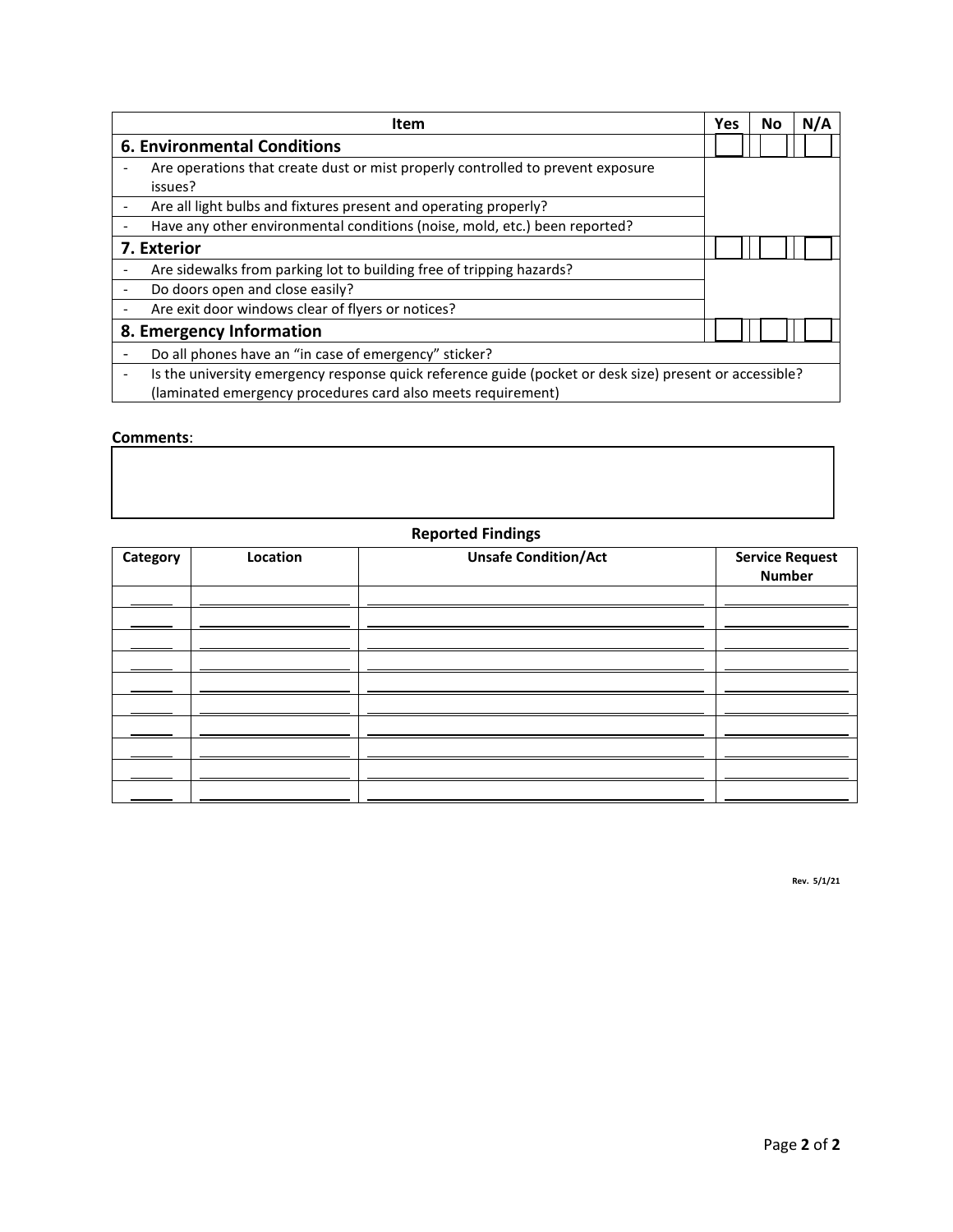| Item | Yes | No | N/A |
|---|---|---|---|
| **6. Environmental Conditions** | | | |
| - Are operations that create dust or mist properly controlled to prevent exposure issues? | | | |
| - Are all light bulbs and fixtures present and operating properly? | | | |
| - Have any other environmental conditions (noise, mold, etc.) been reported? | | | |
| **7. Exterior** | | | |
| - Are sidewalks from parking lot to building free of tripping hazards? | | | |
| - Do doors open and close easily? | | | |
| - Are exit door windows clear of flyers or notices? | | | |
| **8. Emergency Information** | | | |
| - Do all phones have an "in case of emergency" sticker? | | | |
| - Is the university emergency response quick reference guide (pocket or desk size) present or accessible? (laminated emergency procedures card also meets requirement) | | | |

**Comments**:

### Reported Findings

| Category | Location | Unsafe Condition/Act | Service Request Number |
|---|---|---|---|
| | | | |
| | | | |
| | | | |
| | | | |
| | | | |
| | | | |
| | | | |
| | | | |
| | | | |
| | | | |

Rev. 5/1/21